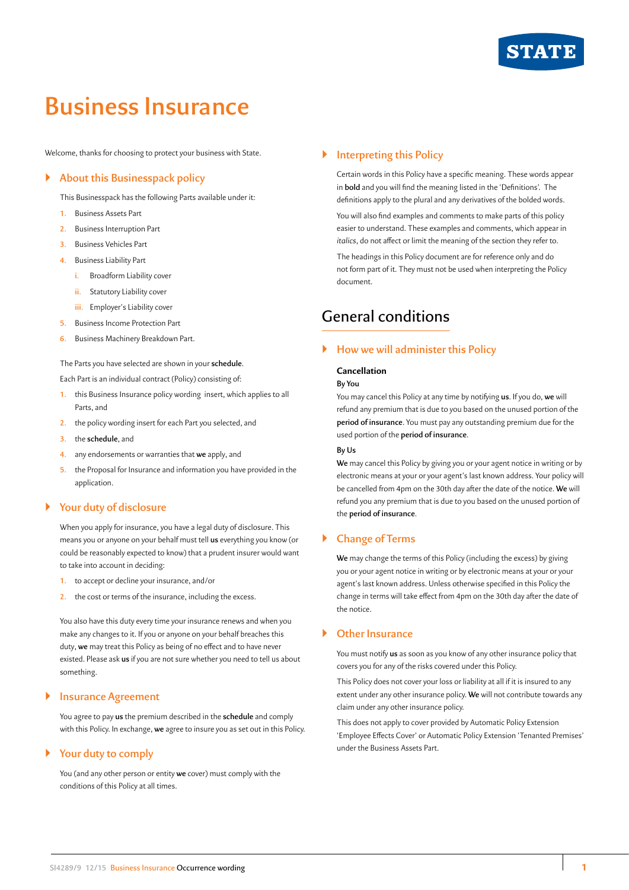# Business Insurance

Welcome, thanks for choosing to protect your business with State.

## About this Businesspack policy

This Businesspack has the following Parts available under it:

1. Business Assets Part
2. Business Interruption Part
3. Business Vehicles Part
4. Business Liability Part
   - i. Broadform Liability cover
   - ii. Statutory Liability cover
   - iii. Employer's Liability cover
5. Business Income Protection Part
6. Business Machinery Breakdown Part.

The Parts you have selected are shown in your **schedule**.

Each Part is an individual contract (Policy) consisting of:

1. this Business Insurance policy wording insert, which applies to all Parts, and
2. the policy wording insert for each Part you selected, and
3. the **schedule**, and
4. any endorsements or warranties that **we** apply, and
5. the Proposal for Insurance and information you have provided in the application.

## Your duty of disclosure

When you apply for insurance, you have a legal duty of disclosure. This means you or anyone on your behalf must tell **us** everything you know (or could be reasonably expected to know) that a prudent insurer would want to take into account in deciding:

1. to accept or decline your insurance, and/or
2. the cost or terms of the insurance, including the excess.

You also have this duty every time your insurance renews and when you make any changes to it. If you or anyone on your behalf breaches this duty, **we** may treat this Policy as being of no effect and to have never existed. Please ask **us** if you are not sure whether you need to tell us about something.

## Insurance Agreement

You agree to pay **us** the premium described in the **schedule** and comply with this Policy. In exchange, **we** agree to insure you as set out in this Policy.

## Your duty to comply

You (and any other person or entity **we** cover) must comply with the conditions of this Policy at all times.

## Interpreting this Policy

Certain words in this Policy have a specific meaning. These words appear in **bold** and you will find the meaning listed in the 'Definitions'. The definitions apply to the plural and any derivatives of the bolded words.

You will also find examples and comments to make parts of this policy easier to understand. These examples and comments, which appear in *italics*, do not affect or limit the meaning of the section they refer to.

The headings in this Policy document are for reference only and do not form part of it. They must not be used when interpreting the Policy document.

# General conditions

## How we will administer this Policy

### Cancellation

**By You**

You may cancel this Policy at any time by notifying **us**. If you do, **we** will refund any premium that is due to you based on the unused portion of the **period of insurance**. You must pay any outstanding premium due for the used portion of the **period of insurance**.

**By Us**

**We** may cancel this Policy by giving you or your agent notice in writing or by electronic means at your or your agent's last known address. Your policy will be cancelled from 4pm on the 30th day after the date of the notice. **We** will refund you any premium that is due to you based on the unused portion of the **period of insurance**.

## Change of Terms

**We** may change the terms of this Policy (including the excess) by giving you or your agent notice in writing or by electronic means at your or your agent's last known address. Unless otherwise specified in this Policy the change in terms will take effect from 4pm on the 30th day after the date of the notice.

## Other Insurance

You must notify **us** as soon as you know of any other insurance policy that covers you for any of the risks covered under this Policy.

This Policy does not cover your loss or liability at all if it is insured to any extent under any other insurance policy. **We** will not contribute towards any claim under any other insurance policy.

This does not apply to cover provided by Automatic Policy Extension 'Employee Effects Cover' or Automatic Policy Extension 'Tenanted Premises' under the Business Assets Part.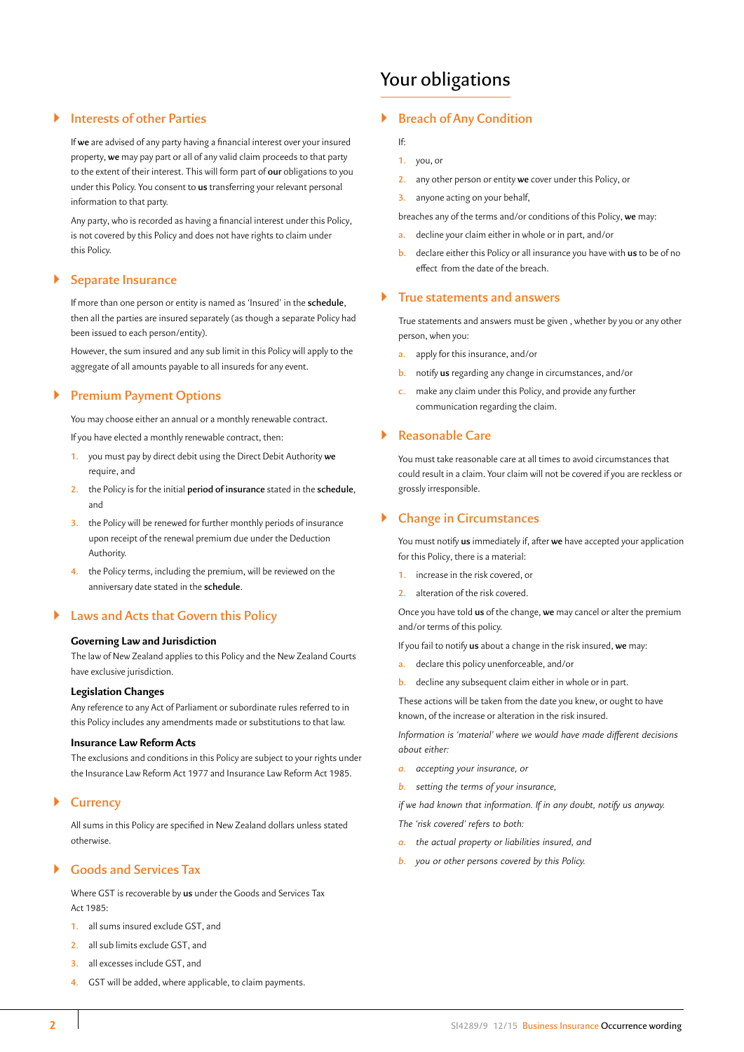## Interests of other Parties

If **we** are advised of any party having a financial interest over your insured property, **we** may pay part or all of any valid claim proceeds to that party to the extent of their interest. This will form part of **our** obligations to you under this Policy. You consent to **us** transferring your relevant personal information to that party.

Any party, who is recorded as having a financial interest under this Policy, is not covered by this Policy and does not have rights to claim under this Policy.

## Separate Insurance

If more than one person or entity is named as 'Insured' in the **schedule**, then all the parties are insured separately (as though a separate Policy had been issued to each person/entity).

However, the sum insured and any sub limit in this Policy will apply to the aggregate of all amounts payable to all insureds for any event.

## Premium Payment Options

You may choose either an annual or a monthly renewable contract.

If you have elected a monthly renewable contract, then:

1. you must pay by direct debit using the Direct Debit Authority **we** require, and
2. the Policy is for the initial **period of insurance** stated in the **schedule**, and
3. the Policy will be renewed for further monthly periods of insurance upon receipt of the renewal premium due under the Deduction Authority.
4. the Policy terms, including the premium, will be reviewed on the anniversary date stated in the **schedule**.

## Laws and Acts that Govern this Policy

**Governing Law and Jurisdiction**
The law of New Zealand applies to this Policy and the New Zealand Courts have exclusive jurisdiction.

**Legislation Changes**
Any reference to any Act of Parliament or subordinate rules referred to in this Policy includes any amendments made or substitutions to that law.

**Insurance Law Reform Acts**
The exclusions and conditions in this Policy are subject to your rights under the Insurance Law Reform Act 1977 and Insurance Law Reform Act 1985.

## Currency

All sums in this Policy are specified in New Zealand dollars unless stated otherwise.

## Goods and Services Tax

Where GST is recoverable by **us** under the Goods and Services Tax Act 1985:

1. all sums insured exclude GST, and
2. all sub limits exclude GST, and
3. all excesses include GST, and
4. GST will be added, where applicable, to claim payments.

# Your obligations

## Breach of Any Condition

If:

1. you, or
2. any other person or entity **we** cover under this Policy, or
3. anyone acting on your behalf,

breaches any of the terms and/or conditions of this Policy, **we** may:

a. decline your claim either in whole or in part, and/or
b. declare either this Policy or all insurance you have with **us** to be of no effect from the date of the breach.

## True statements and answers

True statements and answers must be given , whether by you or any other person, when you:

a. apply for this insurance, and/or
b. notify **us** regarding any change in circumstances, and/or
c. make any claim under this Policy, and provide any further communication regarding the claim.

## Reasonable Care

You must take reasonable care at all times to avoid circumstances that could result in a claim. Your claim will not be covered if you are reckless or grossly irresponsible.

## Change in Circumstances

You must notify **us** immediately if, after **we** have accepted your application for this Policy, there is a material:

1. increase in the risk covered, or
2. alteration of the risk covered.

Once you have told **us** of the change, **we** may cancel or alter the premium and/or terms of this policy.

If you fail to notify **us** about a change in the risk insured, **we** may:

a. declare this policy unenforceable, and/or
b. decline any subsequent claim either in whole or in part.

These actions will be taken from the date you knew, or ought to have known, of the increase or alteration in the risk insured.

*Information is 'material' where we would have made different decisions about either:*

*a. accepting your insurance, or*
*b. setting the terms of your insurance,*

*if we had known that information. If in any doubt, notify us anyway.*

*The 'risk covered' refers to both:*

*a. the actual property or liabilities insured, and*
*b. you or other persons covered by this Policy.*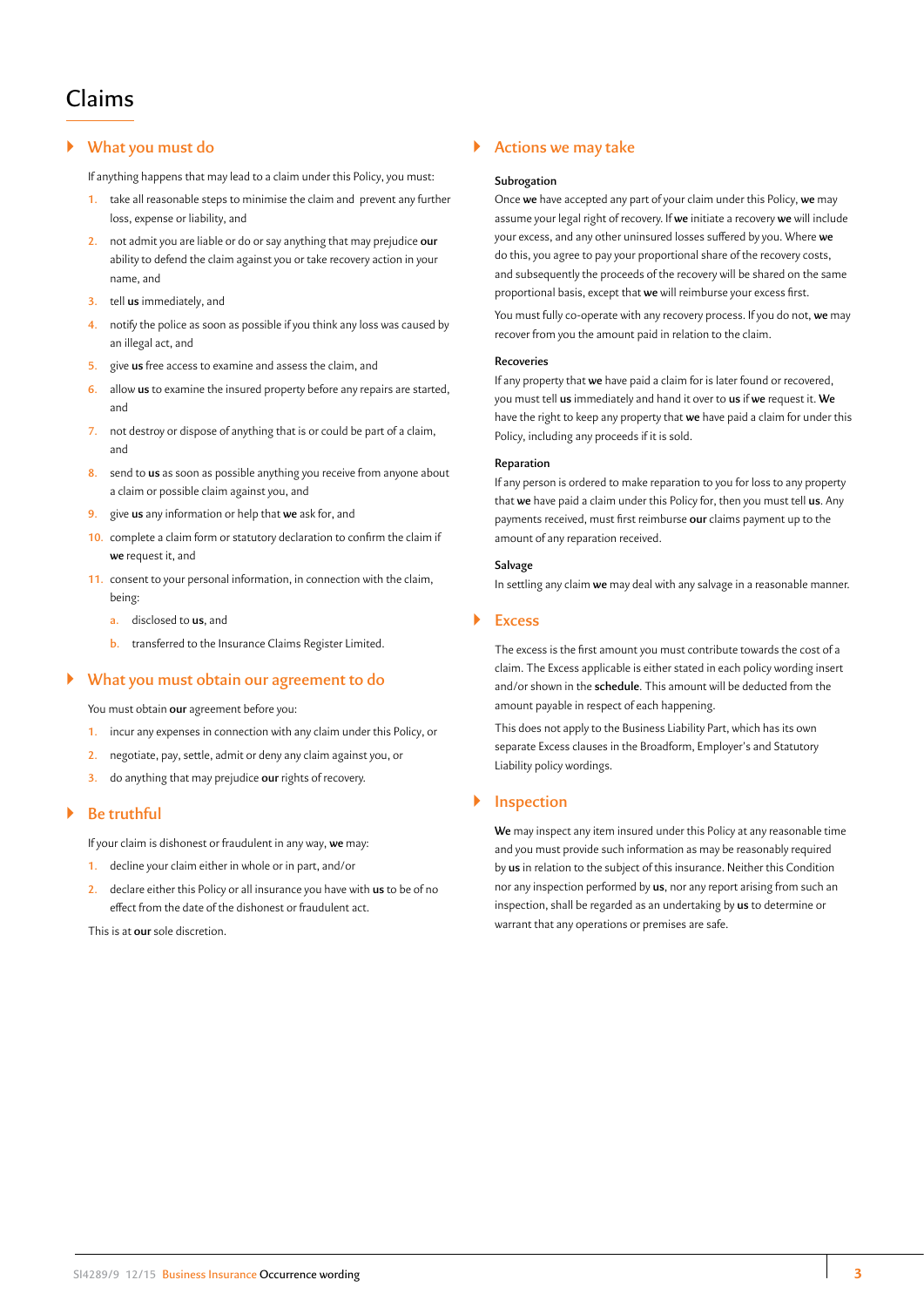# Claims

## What you must do

If anything happens that may lead to a claim under this Policy, you must:

1. take all reasonable steps to minimise the claim and prevent any further loss, expense or liability, and
2. not admit you are liable or do or say anything that may prejudice **our** ability to defend the claim against you or take recovery action in your name, and
3. tell **us** immediately, and
4. notify the police as soon as possible if you think any loss was caused by an illegal act, and
5. give **us** free access to examine and assess the claim, and
6. allow **us** to examine the insured property before any repairs are started, and
7. not destroy or dispose of anything that is or could be part of a claim, and
8. send to **us** as soon as possible anything you receive from anyone about a claim or possible claim against you, and
9. give **us** any information or help that **we** ask for, and
10. complete a claim form or statutory declaration to confirm the claim if **we** request it, and
11. consent to your personal information, in connection with the claim, being:
    a. disclosed to **us**, and
    b. transferred to the Insurance Claims Register Limited.

## What you must obtain our agreement to do

You must obtain **our** agreement before you:

1. incur any expenses in connection with any claim under this Policy, or
2. negotiate, pay, settle, admit or deny any claim against you, or
3. do anything that may prejudice **our** rights of recovery.

## Be truthful

If your claim is dishonest or fraudulent in any way, **we** may:

1. decline your claim either in whole or in part, and/or
2. declare either this Policy or all insurance you have with **us** to be of no effect from the date of the dishonest or fraudulent act.

This is at **our** sole discretion.

## Actions we may take

### Subrogation

Once **we** have accepted any part of your claim under this Policy, **we** may assume your legal right of recovery. If **we** initiate a recovery **we** will include your excess, and any other uninsured losses suffered by you. Where **we** do this, you agree to pay your proportional share of the recovery costs, and subsequently the proceeds of the recovery will be shared on the same proportional basis, except that **we** will reimburse your excess first.

You must fully co-operate with any recovery process. If you do not, **we** may recover from you the amount paid in relation to the claim.

### Recoveries

If any property that **we** have paid a claim for is later found or recovered, you must tell **us** immediately and hand it over to **us** if **we** request it. **We** have the right to keep any property that **we** have paid a claim for under this Policy, including any proceeds if it is sold.

### Reparation

If any person is ordered to make reparation to you for loss to any property that **we** have paid a claim under this Policy for, then you must tell **us**. Any payments received, must first reimburse **our** claims payment up to the amount of any reparation received.

### Salvage

In settling any claim **we** may deal with any salvage in a reasonable manner.

## Excess

The excess is the first amount you must contribute towards the cost of a claim. The Excess applicable is either stated in each policy wording insert and/or shown in the **schedule**. This amount will be deducted from the amount payable in respect of each happening.

This does not apply to the Business Liability Part, which has its own separate Excess clauses in the Broadform, Employer's and Statutory Liability policy wordings.

## Inspection

**We** may inspect any item insured under this Policy at any reasonable time and you must provide such information as may be reasonably required by **us** in relation to the subject of this insurance. Neither this Condition nor any inspection performed by **us**, nor any report arising from such an inspection, shall be regarded as an undertaking by **us** to determine or warrant that any operations or premises are safe.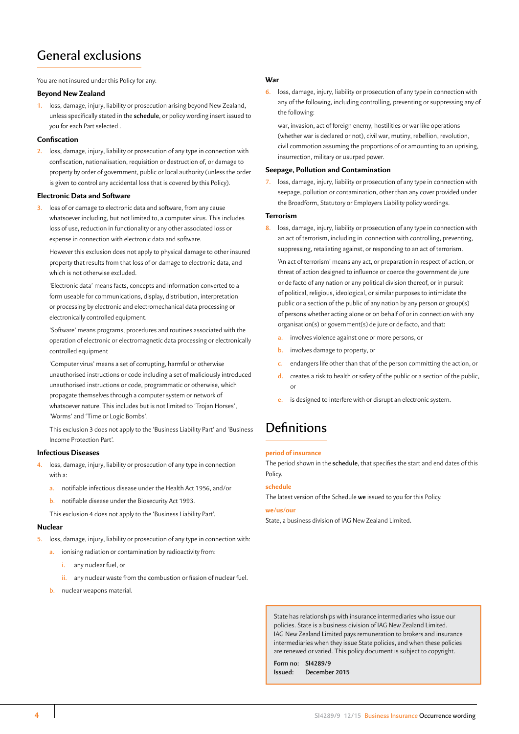# General exclusions

You are not insured under this Policy for any:

### Beyond New Zealand

1. loss, damage, injury, liability or prosecution arising beyond New Zealand, unless specifically stated in the **schedule**, or policy wording insert issued to you for each Part selected .

### Confiscation

2. loss, damage, injury, liability or prosecution of any type in connection with confiscation, nationalisation, requisition or destruction of, or damage to property by order of government, public or local authority (unless the order is given to control any accidental loss that is covered by this Policy).

### Electronic Data and Software

3. loss of or damage to electronic data and software, from any cause whatsoever including, but not limited to, a computer virus. This includes loss of use, reduction in functionality or any other associated loss or expense in connection with electronic data and software.

   However this exclusion does not apply to physical damage to other insured property that results from that loss of or damage to electronic data, and which is not otherwise excluded.

   'Electronic data' means facts, concepts and information converted to a form useable for communications, display, distribution, interpretation or processing by electronic and electromechanical data processing or electronically controlled equipment.

   'Software' means programs, procedures and routines associated with the operation of electronic or electromagnetic data processing or electronically controlled equipment

   'Computer virus' means a set of corrupting, harmful or otherwise unauthorised instructions or code including a set of maliciously introduced unauthorised instructions or code, programmatic or otherwise, which propagate themselves through a computer system or network of whatsoever nature. This includes but is not limited to 'Trojan Horses', 'Worms' and 'Time or Logic Bombs'.

   This exclusion 3 does not apply to the 'Business Liability Part' and 'Business Income Protection Part'.

### Infectious Diseases

4. loss, damage, injury, liability or prosecution of any type in connection with a:

   a. notifiable infectious disease under the Health Act 1956, and/or

   b. notifiable disease under the Biosecurity Act 1993.

   This exclusion 4 does not apply to the 'Business Liability Part'.

### Nuclear

5. loss, damage, injury, liability or prosecution of any type in connection with:

   a. ionising radiation or contamination by radioactivity from:

      i. any nuclear fuel, or

      ii. any nuclear waste from the combustion or fission of nuclear fuel.

   b. nuclear weapons material.

### War

6. loss, damage, injury, liability or prosecution of any type in connection with any of the following, including controlling, preventing or suppressing any of the following:

   war, invasion, act of foreign enemy, hostilities or war like operations (whether war is declared or not), civil war, mutiny, rebellion, revolution, civil commotion assuming the proportions of or amounting to an uprising, insurrection, military or usurped power.

### Seepage, Pollution and Contamination

7. loss, damage, injury, liability or prosecution of any type in connection with seepage, pollution or contamination, other than any cover provided under the Broadform, Statutory or Employers Liability policy wordings.

### Terrorism

8. loss, damage, injury, liability or prosecution of any type in connection with an act of terrorism, including in connection with controlling, preventing, suppressing, retaliating against, or responding to an act of terrorism.

   'An act of terrorism' means any act, or preparation in respect of action, or threat of action designed to influence or coerce the government de jure or de facto of any nation or any political division thereof, or in pursuit of political, religious, ideological, or similar purposes to intimidate the public or a section of the public of any nation by any person or group(s) of persons whether acting alone or on behalf of or in connection with any organisation(s) or government(s) de jure or de facto, and that:

   a. involves violence against one or more persons, or

   b. involves damage to property, or

   c. endangers life other than that of the person committing the action, or

   d. creates a risk to health or safety of the public or a section of the public, or

   e. is designed to interfere with or disrupt an electronic system.

# Definitions

**period of insurance**

The period shown in the **schedule**, that specifies the start and end dates of this Policy.

**schedule**

The latest version of the Schedule **we** issued to you for this Policy.

**we/us/our**

State, a business division of IAG New Zealand Limited.

State has relationships with insurance intermediaries who issue our policies. State is a business division of IAG New Zealand Limited. IAG New Zealand Limited pays remuneration to brokers and insurance intermediaries when they issue State policies, and when these policies are renewed or varied. This policy document is subject to copyright.

**Form no: SI4289/9**
**Issued: December 2015**